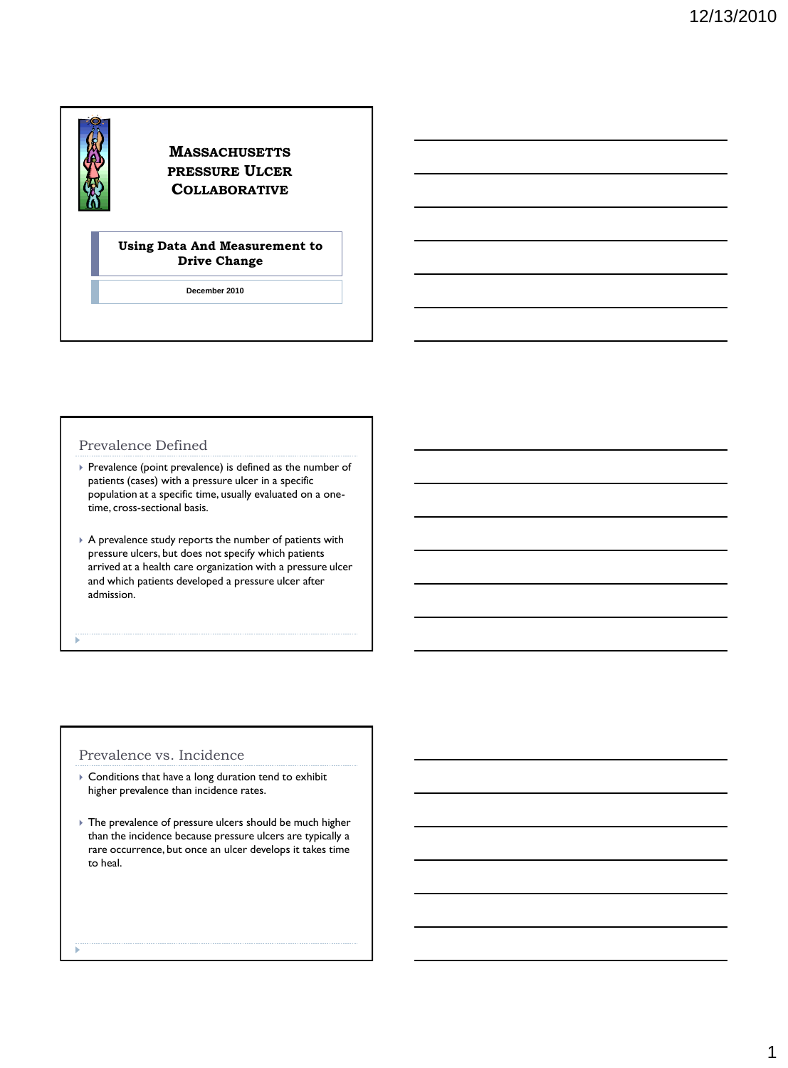# Massachusetts Pressure Ulcer Collaborative

**Using Data And Measurement to Drive Change**

December 2010

## Prevalence Defined

- Prevalence (point prevalence) is defined as the number of patients (cases) with a pressure ulcer in a specific population at a specific time, usually evaluated on a one-time, cross-sectional basis.
- A prevalence study reports the number of patients with pressure ulcers, but does not specify which patients arrived at a health care organization with a pressure ulcer and which patients developed a pressure ulcer after admission.

## Prevalence vs. Incidence

- Conditions that have a long duration tend to exhibit higher prevalence than incidence rates.
- The prevalence of pressure ulcers should be much higher than the incidence because pressure ulcers are typically a rare occurrence, but once an ulcer develops it takes time to heal.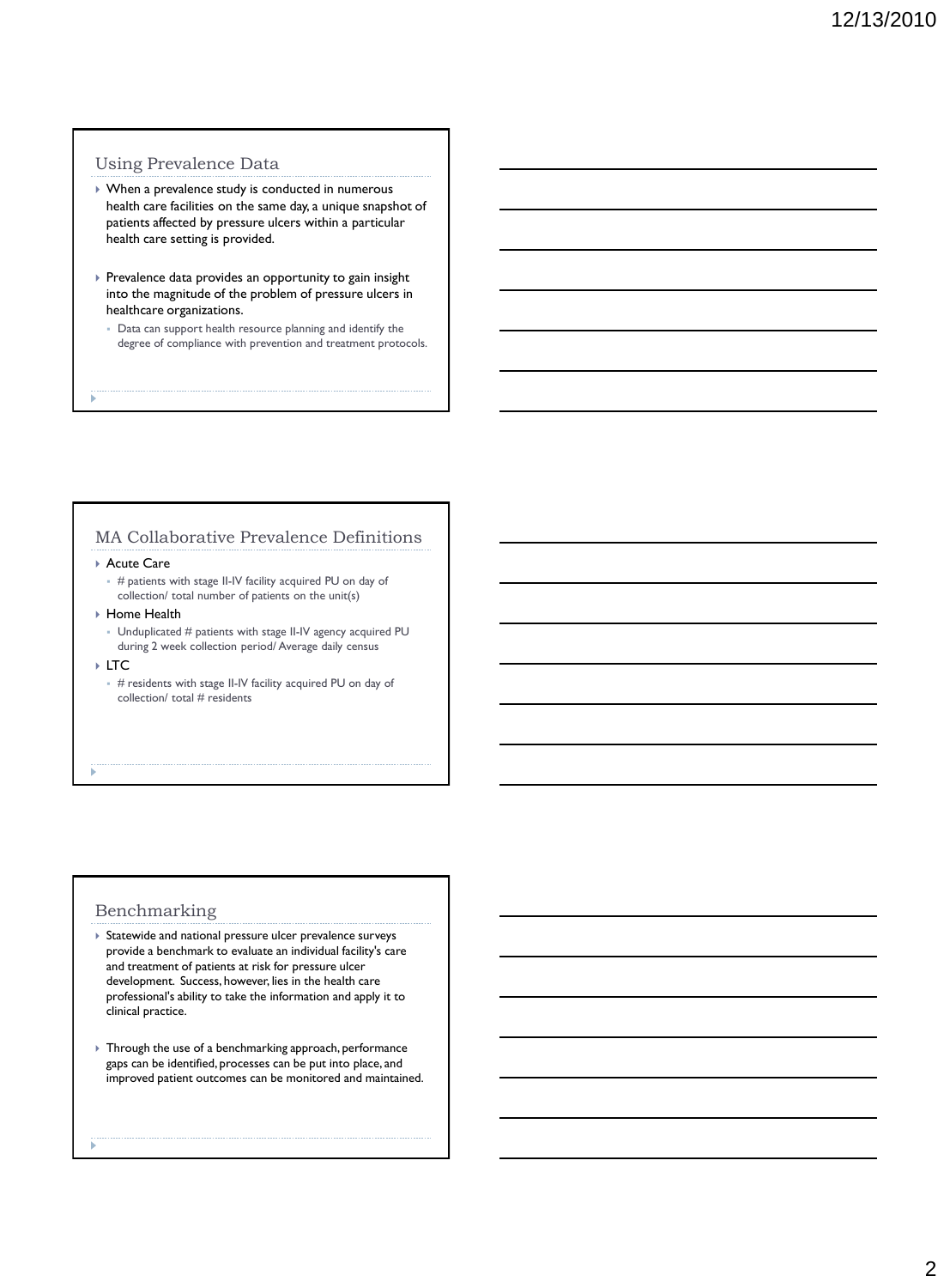## Using Prevalence Data

- When a prevalence study is conducted in numerous health care facilities on the same day, a unique snapshot of patients affected by pressure ulcers within a particular health care setting is provided.
- Prevalence data provides an opportunity to gain insight into the magnitude of the problem of pressure ulcers in healthcare organizations.
  - Data can support health resource planning and identify the degree of compliance with prevention and treatment protocols.

## MA Collaborative Prevalence Definitions

- Acute Care
  - # patients with stage II-IV facility acquired PU on day of collection/ total number of patients on the unit(s)
- Home Health
  - Unduplicated # patients with stage II-IV agency acquired PU during 2 week collection period/ Average daily census
- LTC
  - # residents with stage II-IV facility acquired PU on day of collection/ total # residents

## Benchmarking

- Statewide and national pressure ulcer prevalence surveys provide a benchmark to evaluate an individual facility's care and treatment of patients at risk for pressure ulcer development. Success, however, lies in the health care professional's ability to take the information and apply it to clinical practice.
- Through the use of a benchmarking approach, performance gaps can be identified, processes can be put into place, and improved patient outcomes can be monitored and maintained.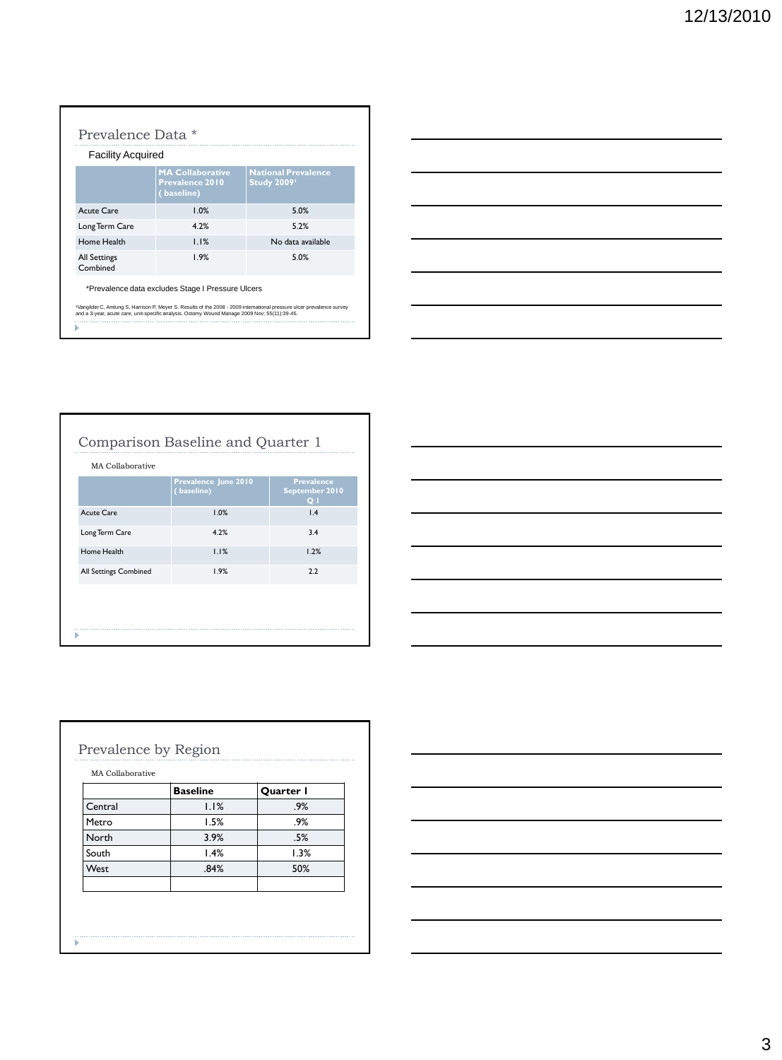## Prevalence Data *

Facility Acquired

| | MA Collaborative Prevalence 2010 ( baseline) | National Prevalence Study 2009[1] |
|---|---|---|
| Acute Care | 1.0% | 5.0% |
| Long Term Care | 4.2% | 5.2% |
| Home Health | 1.1% | No data available |
| All Settings Combined | 1.9% | 5.0% |

*Prevalence data excludes Stage I Pressure Ulcers

[1]Vangilder C, Amlung S, Harrison P, Meyer S. Results of the 2008 - 2009 international pressure ulcer prevalence survey and a 3-year, acute care, unit-specific analysis. Ostomy Wound Manage 2009 Nov; 55(11):39-45.

## Comparison Baseline and Quarter 1

MA Collaborative

| | Prevalence June 2010 ( baseline) | Prevalence September 2010 Q 1 |
|---|---|---|
| Acute Care | 1.0% | 1.4 |
| Long Term Care | 4.2% | 3.4 |
| Home Health | 1.1% | 1.2% |
| All Settings Combined | 1.9% | 2.2 |

## Prevalence by Region

MA Collaborative

| | Baseline | Quarter 1 |
|---|---|---|
| Central | 1.1% | .9% |
| Metro | 1.5% | .9% |
| North | 3.9% | .5% |
| South | 1.4% | 1.3% |
| West | .84% | 50% |
| | | |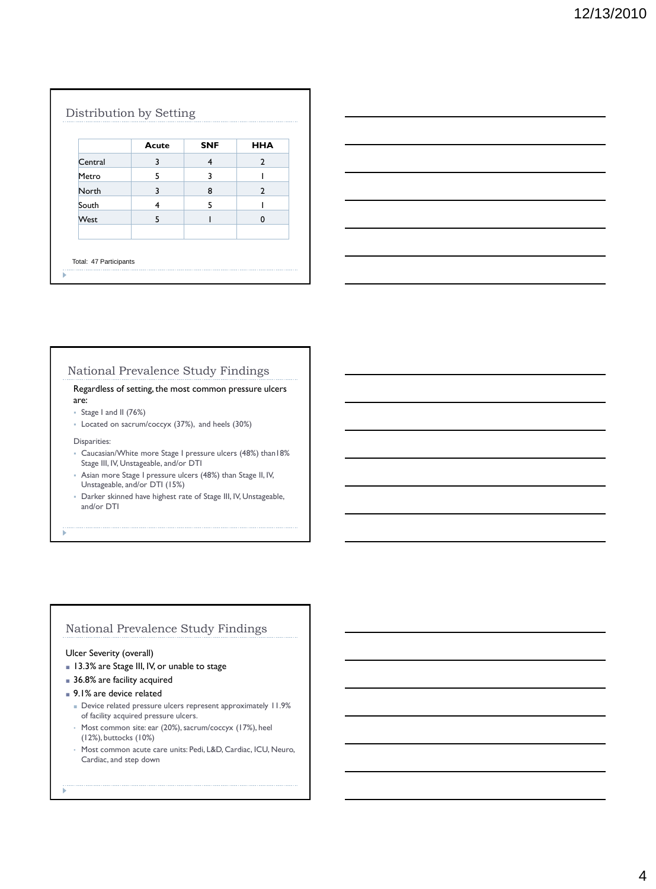## Distribution by Setting

| | Acute | SNF | HHA |
|---|---|---|---|
| Central | 3 | 4 | 2 |
| Metro | 5 | 3 | 1 |
| North | 3 | 8 | 2 |
| South | 4 | 5 | 1 |
| West | 5 | 1 | 0 |
| | | | |

Total: 47 Participants

## National Prevalence Study Findings

Regardless of setting, the most common pressure ulcers are:

- Stage I and II (76%)
- Located on sacrum/coccyx (37%), and heels (30%)

Disparities:

- Caucasian/White more Stage I pressure ulcers (48%) than18% Stage III, IV, Unstageable, and/or DTI
- Asian more Stage I pressure ulcers (48%) than Stage II, IV, Unstageable, and/or DTI (15%)
- Darker skinned have highest rate of Stage III, IV, Unstageable, and/or DTI

## National Prevalence Study Findings

Ulcer Severity (overall)

- 13.3% are Stage III, IV, or unable to stage
- 36.8% are facility acquired
- 9.1% are device related
  - Device related pressure ulcers represent approximately 11.9% of facility acquired pressure ulcers.
  - Most common site: ear (20%), sacrum/coccyx (17%), heel (12%), buttocks (10%)
  - Most common acute care units: Pedi, L&D, Cardiac, ICU, Neuro, Cardiac, and step down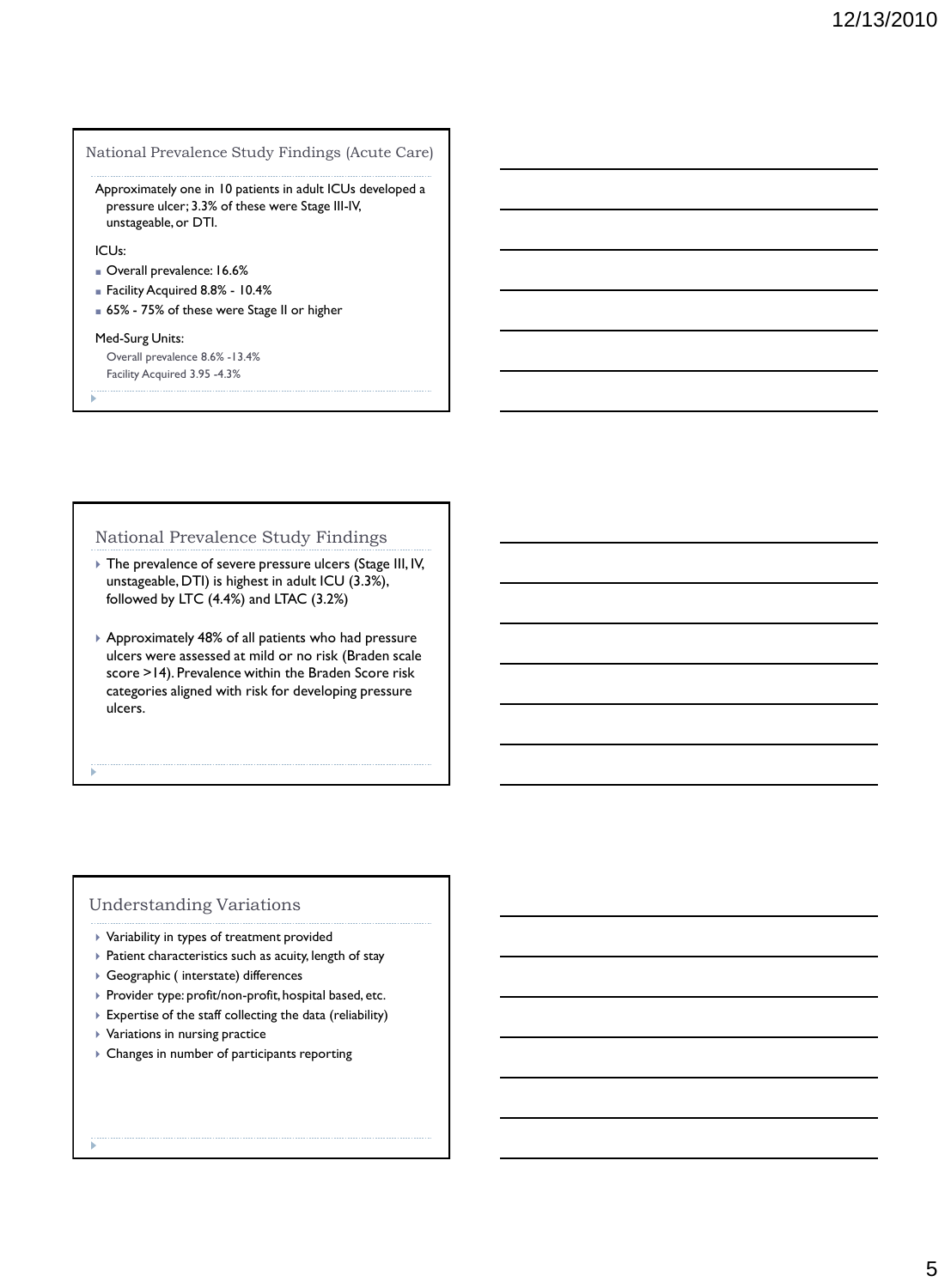## National Prevalence Study Findings (Acute Care)

Approximately one in 10 patients in adult ICUs developed a pressure ulcer; 3.3% of these were Stage III-IV, unstageable, or DTI.

ICUs:

- Overall prevalence: 16.6%
- Facility Acquired 8.8% - 10.4%
- 65% - 75% of these were Stage II or higher

Med-Surg Units:

Overall prevalence 8.6% -13.4%
Facility Acquired 3.95 -4.3%

## National Prevalence Study Findings

- The prevalence of severe pressure ulcers (Stage III, IV, unstageable, DTI) is highest in adult ICU (3.3%), followed by LTC (4.4%) and LTAC (3.2%)
- Approximately 48% of all patients who had pressure ulcers were assessed at mild or no risk (Braden scale score >14). Prevalence within the Braden Score risk categories aligned with risk for developing pressure ulcers.

## Understanding Variations

- Variability in types of treatment provided
- Patient characteristics such as acuity, length of stay
- Geographic ( interstate) differences
- Provider type: profit/non-profit, hospital based, etc.
- Expertise of the staff collecting the data (reliability)
- Variations in nursing practice
- Changes in number of participants reporting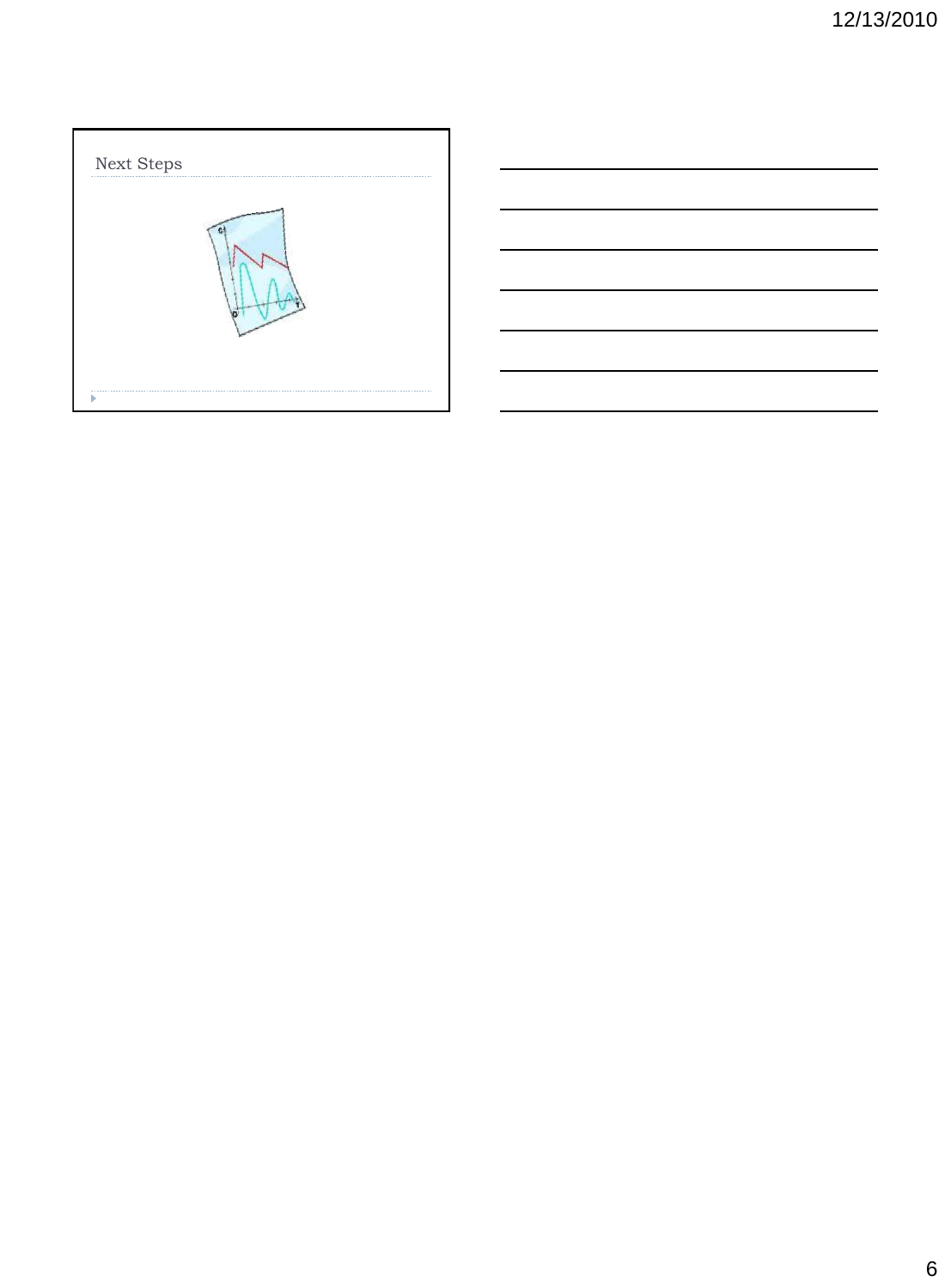## Next Steps